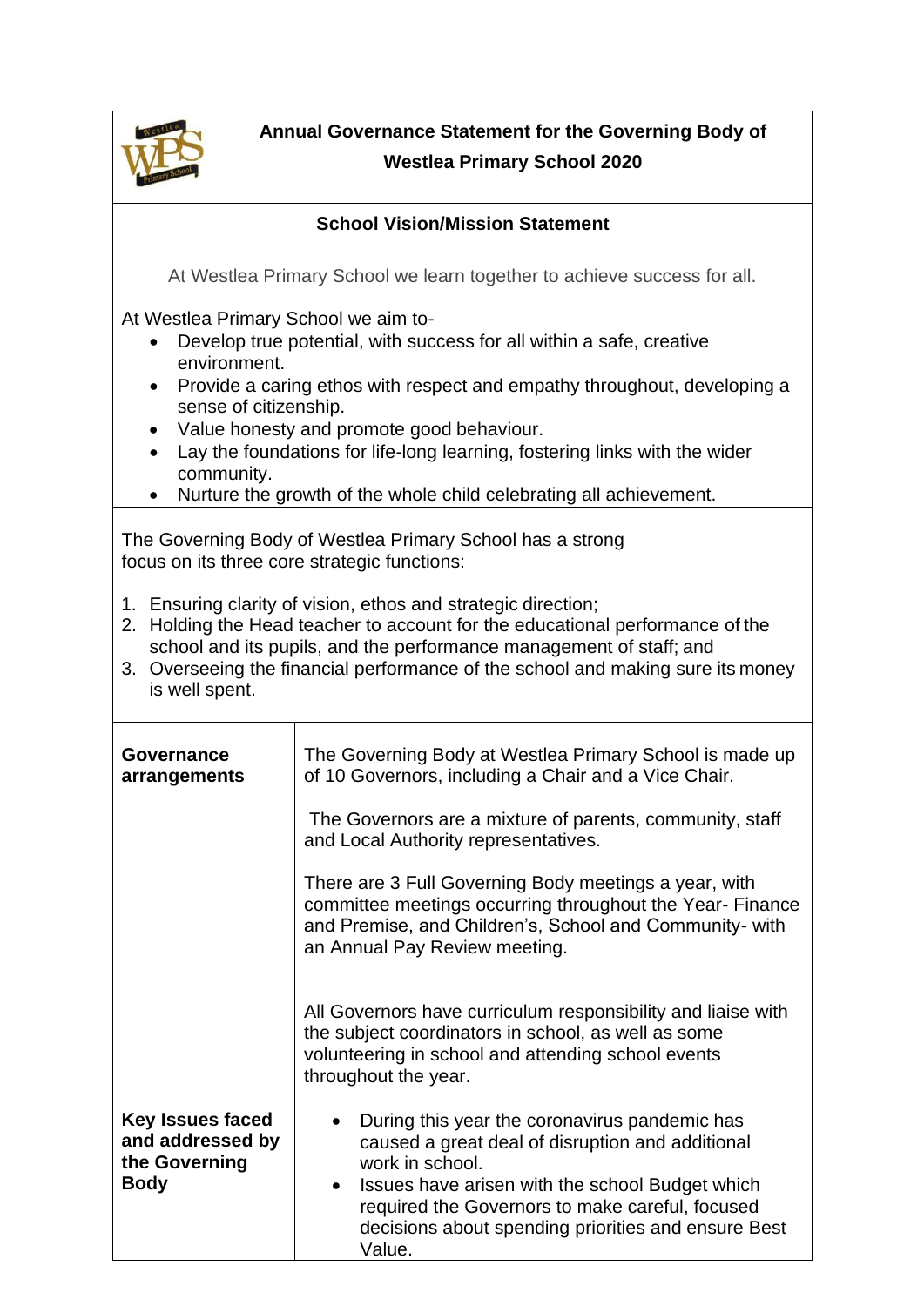# Annual Governance Statement for the Governing Body of Westlea Primary School 2020

## School Vision/Mission Statement

At Westlea Primary School we learn together to achieve success for all.

At Westlea Primary School we aim to-

- Develop true potential, with success for all within a safe, creative environment.
- Provide a caring ethos with respect and empathy throughout, developing a sense of citizenship.
- Value honesty and promote good behaviour.
- Lay the foundations for life-long learning, fostering links with the wider community.
- Nurture the growth of the whole child celebrating all achievement.

The Governing Body of Westlea Primary School has a strong focus on its three core strategic functions:

1. Ensuring clarity of vision, ethos and strategic direction;
2. Holding the Head teacher to account for the educational performance of the school and its pupils, and the performance management of staff; and
3. Overseeing the financial performance of the school and making sure its money is well spent.

| | |
|---|---|
| **Governance arrangements** | The Governing Body at Westlea Primary School is made up of 10 Governors, including a Chair and a Vice Chair.<br><br>The Governors are a mixture of parents, community, staff and Local Authority representatives.<br><br>There are 3 Full Governing Body meetings a year, with committee meetings occurring throughout the Year- Finance and Premise, and Children's, School and Community- with an Annual Pay Review meeting.<br><br>All Governors have curriculum responsibility and liaise with the subject coordinators in school, as well as some volunteering in school and attending school events throughout the year. |
| **Key Issues faced and addressed by the Governing Body** | • During this year the coronavirus pandemic has caused a great deal of disruption and additional work in school.<br>• Issues have arisen with the school Budget which required the Governors to make careful, focused decisions about spending priorities and ensure Best Value. |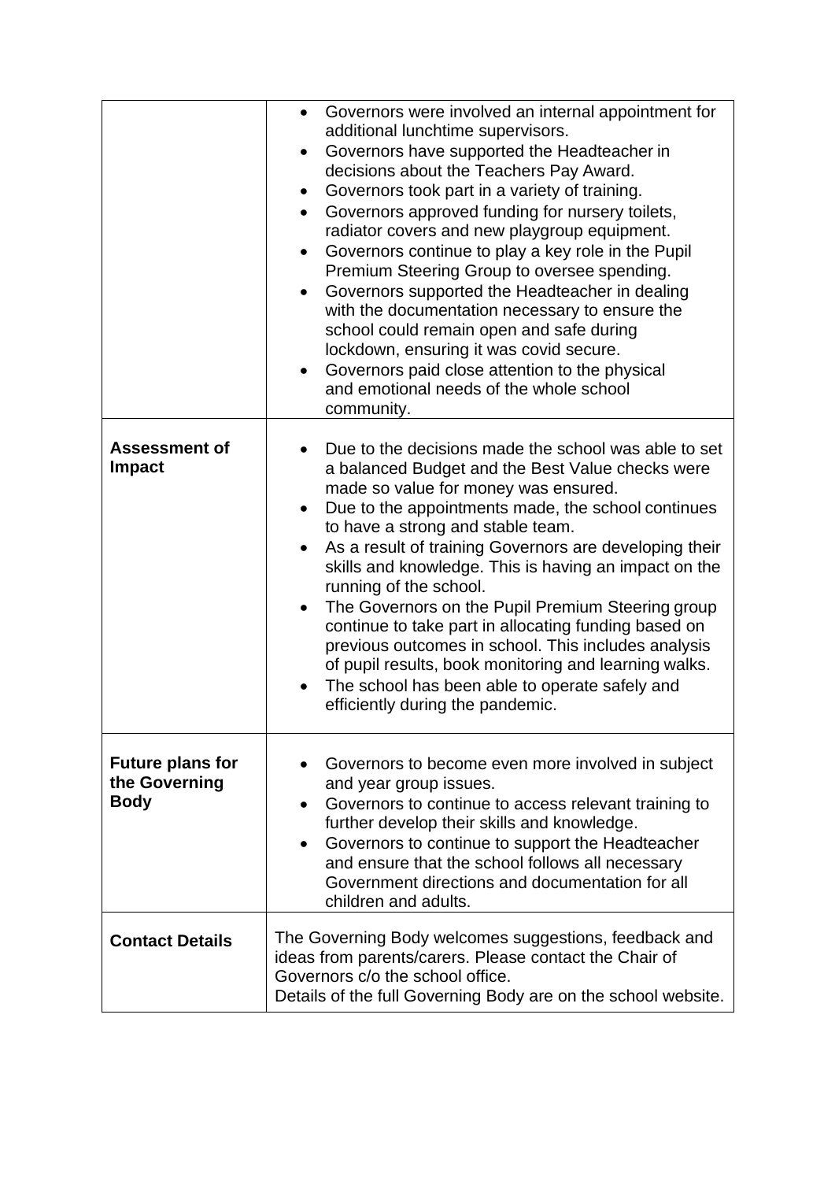| | |
|---|---|
| | <ul><li>Governors were involved an internal appointment for additional lunchtime supervisors.</li><li>Governors have supported the Headteacher in decisions about the Teachers Pay Award.</li><li>Governors took part in a variety of training.</li><li>Governors approved funding for nursery toilets, radiator covers and new playgroup equipment.</li><li>Governors continue to play a key role in the Pupil Premium Steering Group to oversee spending.</li><li>Governors supported the Headteacher in dealing with the documentation necessary to ensure the school could remain open and safe during lockdown, ensuring it was covid secure.</li><li>Governors paid close attention to the physical and emotional needs of the whole school community.</li></ul> |
| **Assessment of Impact** | <ul><li>Due to the decisions made the school was able to set a balanced Budget and the Best Value checks were made so value for money was ensured.</li><li>Due to the appointments made, the school continues to have a strong and stable team.</li><li>As a result of training Governors are developing their skills and knowledge. This is having an impact on the running of the school.</li><li>The Governors on the Pupil Premium Steering group continue to take part in allocating funding based on previous outcomes in school. This includes analysis of pupil results, book monitoring and learning walks.</li><li>The school has been able to operate safely and efficiently during the pandemic.</li></ul> |
| **Future plans for the Governing Body** | <ul><li>Governors to become even more involved in subject and year group issues.</li><li>Governors to continue to access relevant training to further develop their skills and knowledge.</li><li>Governors to continue to support the Headteacher and ensure that the school follows all necessary Government directions and documentation for all children and adults.</li></ul> |
| **Contact Details** | The Governing Body welcomes suggestions, feedback and ideas from parents/carers. Please contact the Chair of Governors c/o the school office.<br>Details of the full Governing Body are on the school website. |